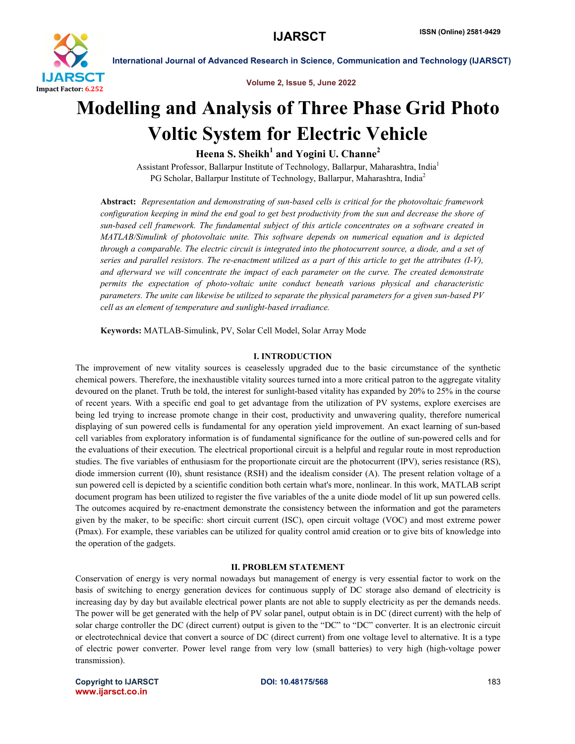# Modelling and Analysis of Three Phase Grid Photo Voltic System for Electric Vehicle

**Heena S. Sheikh[1] and Yogini U. Channe[2]**

Assistant Professor, Ballarpur Institute of Technology, Ballarpur, Maharashtra, India[1]
PG Scholar, Ballarpur Institute of Technology, Ballarpur, Maharashtra, India[2]

**Abstract:** *Representation and demonstrating of sun-based cells is critical for the photovoltaic framework configuration keeping in mind the end goal to get best productivity from the sun and decrease the shore of sun-based cell framework. The fundamental subject of this article concentrates on a software created in MATLAB/Simulink of photovoltaic unite. This software depends on numerical equation and is depicted through a comparable. The electric circuit is integrated into the photocurrent source, a diode, and a set of series and parallel resistors. The re-enactment utilized as a part of this article to get the attributes (I-V), and afterward we will concentrate the impact of each parameter on the curve. The created demonstrate permits the expectation of photo-voltaic unite conduct beneath various physical and characteristic parameters. The unite can likewise be utilized to separate the physical parameters for a given sun-based PV cell as an element of temperature and sunlight-based irradiance.*

**Keywords:** MATLAB-Simulink, PV, Solar Cell Model, Solar Array Mode

## I. INTRODUCTION

The improvement of new vitality sources is ceaselessly upgraded due to the basic circumstance of the synthetic chemical powers. Therefore, the inexhaustible vitality sources turned into a more critical patron to the aggregate vitality devoured on the planet. Truth be told, the interest for sunlight-based vitality has expanded by 20% to 25% in the course of recent years. With a specific end goal to get advantage from the utilization of PV systems, explore exercises are being led trying to increase promote change in their cost, productivity and unwavering quality, therefore numerical displaying of sun powered cells is fundamental for any operation yield improvement. An exact learning of sun-based cell variables from exploratory information is of fundamental significance for the outline of sun-powered cells and for the evaluations of their execution. The electrical proportional circuit is a helpful and regular route in most reproduction studies. The five variables of enthusiasm for the proportionate circuit are the photocurrent (IPV), series resistance (RS), diode immersion current (I0), shunt resistance (RSH) and the idealism consider (A). The present relation voltage of a sun powered cell is depicted by a scientific condition both certain what's more, nonlinear. In this work, MATLAB script document program has been utilized to register the five variables of the a unite diode model of lit up sun powered cells. The outcomes acquired by re-enactment demonstrate the consistency between the information and got the parameters given by the maker, to be specific: short circuit current (ISC), open circuit voltage (VOC) and most extreme power (Pmax). For example, these variables can be utilized for quality control amid creation or to give bits of knowledge into the operation of the gadgets.

## II. PROBLEM STATEMENT

Conservation of energy is very normal nowadays but management of energy is very essential factor to work on the basis of switching to energy generation devices for continuous supply of DC storage also demand of electricity is increasing day by day but available electrical power plants are not able to supply electricity as per the demands needs. The power will be get generated with the help of PV solar panel, output obtain is in DC (direct current) with the help of solar charge controller the DC (direct current) output is given to the "DC" to "DC" converter. It is an electronic circuit or electrotechnical device that convert a source of DC (direct current) from one voltage level to alternative. It is a type of electric power converter. Power level range from very low (small batteries) to very high (high-voltage power transmission).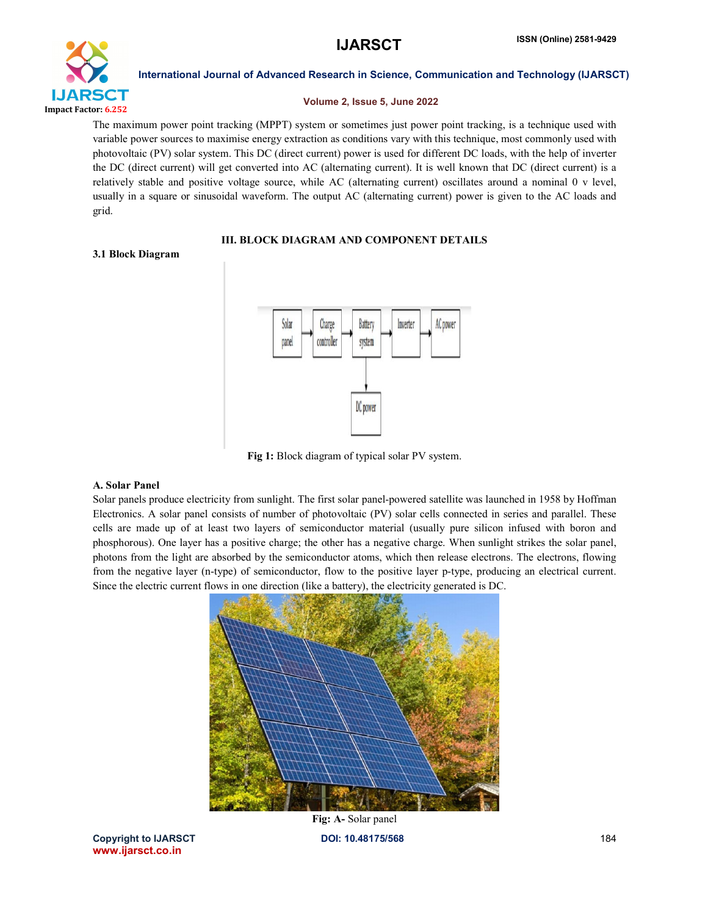The maximum power point tracking (MPPT) system or sometimes just power point tracking, is a technique used with variable power sources to maximise energy extraction as conditions vary with this technique, most commonly used with photovoltaic (PV) solar system. This DC (direct current) power is used for different DC loads, with the help of inverter the DC (direct current) will get converted into AC (alternating current). It is well known that DC (direct current) is a relatively stable and positive voltage source, while AC (alternating current) oscillates around a nominal 0 v level, usually in a square or sinusoidal waveform. The output AC (alternating current) power is given to the AC loads and grid.

## III. BLOCK DIAGRAM AND COMPONENT DETAILS

### 3.1 Block Diagram

**Fig 1:** Block diagram of typical solar PV system.

### A. Solar Panel

Solar panels produce electricity from sunlight. The first solar panel-powered satellite was launched in 1958 by Hoffman Electronics. A solar panel consists of number of photovoltaic (PV) solar cells connected in series and parallel. These cells are made up of at least two layers of semiconductor material (usually pure silicon infused with boron and phosphorous). One layer has a positive charge; the other has a negative charge. When sunlight strikes the solar panel, photons from the light are absorbed by the semiconductor atoms, which then release electrons. The electrons, flowing from the negative layer (n-type) of semiconductor, flow to the positive layer p-type, producing an electrical current. Since the electric current flows in one direction (like a battery), the electricity generated is DC.

**Fig: A-** Solar panel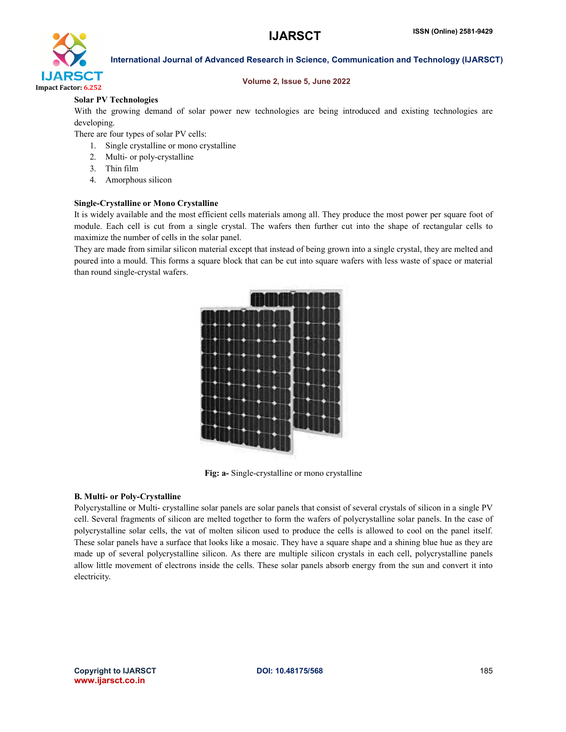**Solar PV Technologies**

With the growing demand of solar power new technologies are being introduced and existing technologies are developing.

There are four types of solar PV cells:

1. Single crystalline or mono crystalline
2. Multi- or poly-crystalline
3. Thin film
4. Amorphous silicon

**Single-Crystalline or Mono Crystalline**

It is widely available and the most efficient cells materials among all. They produce the most power per square foot of module. Each cell is cut from a single crystal. The wafers then further cut into the shape of rectangular cells to maximize the number of cells in the solar panel.

They are made from similar silicon material except that instead of being grown into a single crystal, they are melted and poured into a mould. This forms a square block that can be cut into square wafers with less waste of space or material than round single-crystal wafers.

**Fig: a-** Single-crystalline or mono crystalline

**B. Multi- or Poly-Crystalline**

Polycrystalline or Multi- crystalline solar panels are solar panels that consist of several crystals of silicon in a single PV cell. Several fragments of silicon are melted together to form the wafers of polycrystalline solar panels. In the case of polycrystalline solar cells, the vat of molten silicon used to produce the cells is allowed to cool on the panel itself. These solar panels have a surface that looks like a mosaic. They have a square shape and a shining blue hue as they are made up of several polycrystalline silicon. As there are multiple silicon crystals in each cell, polycrystalline panels allow little movement of electrons inside the cells. These solar panels absorb energy from the sun and convert it into electricity.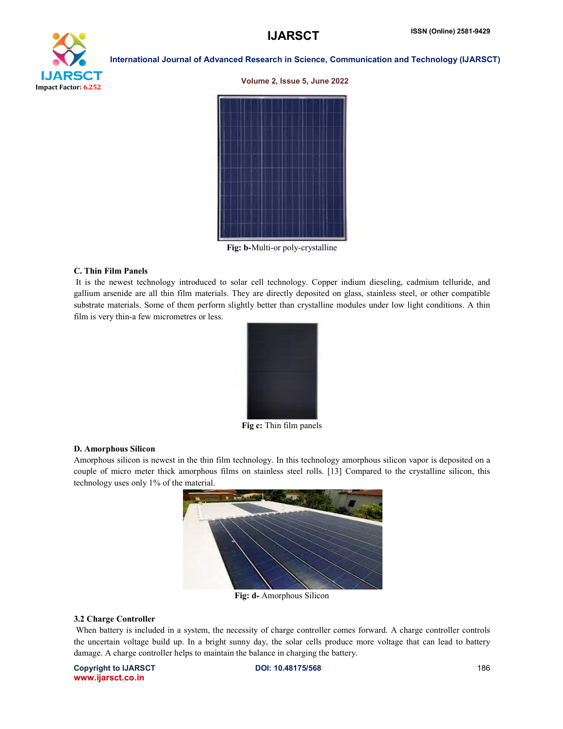**Fig: b-**Multi-or poly-crystalline

**C. Thin Film Panels**

It is the newest technology introduced to solar cell technology. Copper indium dieseling, cadmium telluride, and gallium arsenide are all thin film materials. They are directly deposited on glass, stainless steel, or other compatible substrate materials. Some of them perform slightly better than crystalline modules under low light conditions. A thin film is very thin-a few micrometres or less.

**Fig c:** Thin film panels

**D. Amorphous Silicon**

Amorphous silicon is newest in the thin film technology. In this technology amorphous silicon vapor is deposited on a couple of micro meter thick amorphous films on stainless steel rolls. [13] Compared to the crystalline silicon, this technology uses only 1% of the material.

**Fig: d-** Amorphous Silicon

**3.2 Charge Controller**

When battery is included in a system, the necessity of charge controller comes forward. A charge controller controls the uncertain voltage build up. In a bright sunny day, the solar cells produce more voltage that can lead to battery damage. A charge controller helps to maintain the balance in charging the battery.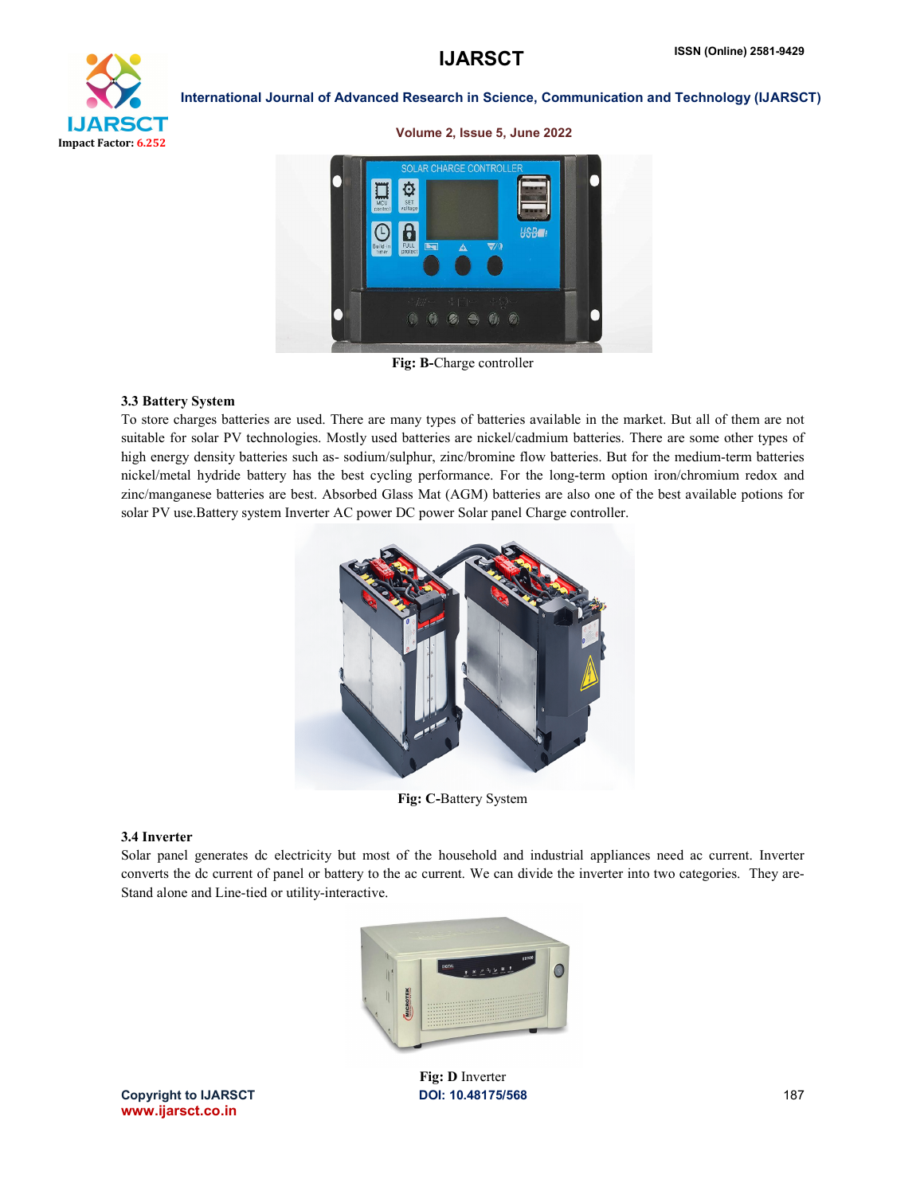Fig: B-Charge controller

### 3.3 Battery System

To store charges batteries are used. There are many types of batteries available in the market. But all of them are not suitable for solar PV technologies. Mostly used batteries are nickel/cadmium batteries. There are some other types of high energy density batteries such as- sodium/sulphur, zinc/bromine flow batteries. But for the medium-term batteries nickel/metal hydride battery has the best cycling performance. For the long-term option iron/chromium redox and zinc/manganese batteries are best. Absorbed Glass Mat (AGM) batteries are also one of the best available potions for solar PV use.Battery system Inverter AC power DC power Solar panel Charge controller.

Fig: C-Battery System

### 3.4 Inverter

Solar panel generates dc electricity but most of the household and industrial appliances need ac current. Inverter converts the dc current of panel or battery to the ac current. We can divide the inverter into two categories. They are-Stand alone and Line-tied or utility-interactive.

Fig: D Inverter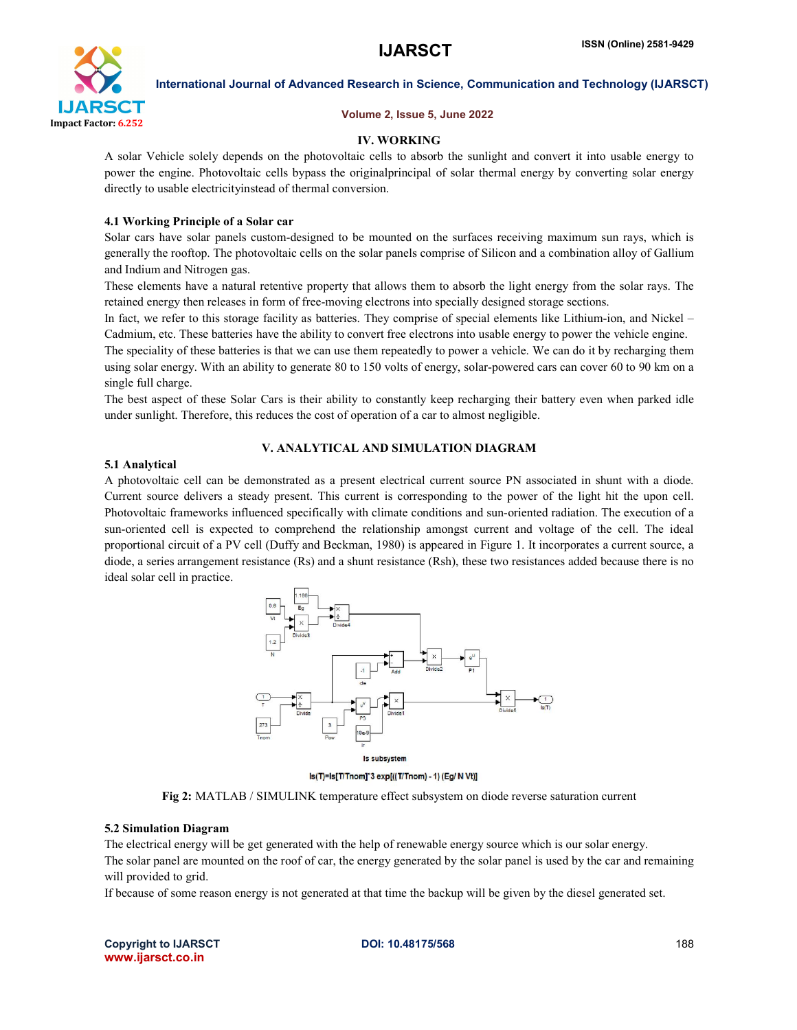## IV. WORKING

A solar Vehicle solely depends on the photovoltaic cells to absorb the sunlight and convert it into usable energy to power the engine. Photovoltaic cells bypass the originalprincipal of solar thermal energy by converting solar energy directly to usable electricityinstead of thermal conversion.

### 4.1 Working Principle of a Solar car

Solar cars have solar panels custom-designed to be mounted on the surfaces receiving maximum sun rays, which is generally the rooftop. The photovoltaic cells on the solar panels comprise of Silicon and a combination alloy of Gallium and Indium and Nitrogen gas.

These elements have a natural retentive property that allows them to absorb the light energy from the solar rays. The retained energy then releases in form of free-moving electrons into specially designed storage sections.

In fact, we refer to this storage facility as batteries. They comprise of special elements like Lithium-ion, and Nickel – Cadmium, etc. These batteries have the ability to convert free electrons into usable energy to power the vehicle engine.

The speciality of these batteries is that we can use them repeatedly to power a vehicle. We can do it by recharging them using solar energy. With an ability to generate 80 to 150 volts of energy, solar-powered cars can cover 60 to 90 km on a single full charge.

The best aspect of these Solar Cars is their ability to constantly keep recharging their battery even when parked idle under sunlight. Therefore, this reduces the cost of operation of a car to almost negligible.

## V. ANALYTICAL AND SIMULATION DIAGRAM

### 5.1 Analytical

A photovoltaic cell can be demonstrated as a present electrical current source PN associated in shunt with a diode. Current source delivers a steady present. This current is corresponding to the power of the light hit the upon cell. Photovoltaic frameworks influenced specifically with climate conditions and sun-oriented radiation. The execution of a sun-oriented cell is expected to comprehend the relationship amongst current and voltage of the cell. The ideal proportional circuit of a PV cell (Duffy and Beckman, 1980) is appeared in Figure 1. It incorporates a current source, a diode, a series arrangement resistance (Rs) and a shunt resistance (Rsh), these two resistances added because there is no ideal solar cell in practice.

Is subsystem

$Is(T)=Is[T/Tnom]^3 \exp[((T/Tnom) - 1) (Eg/ N\ Vt)]$

**Fig 2:** MATLAB / SIMULINK temperature effect subsystem on diode reverse saturation current

### 5.2 Simulation Diagram

The electrical energy will be get generated with the help of renewable energy source which is our solar energy.

The solar panel are mounted on the roof of car, the energy generated by the solar panel is used by the car and remaining will provided to grid.

If because of some reason energy is not generated at that time the backup will be given by the diesel generated set.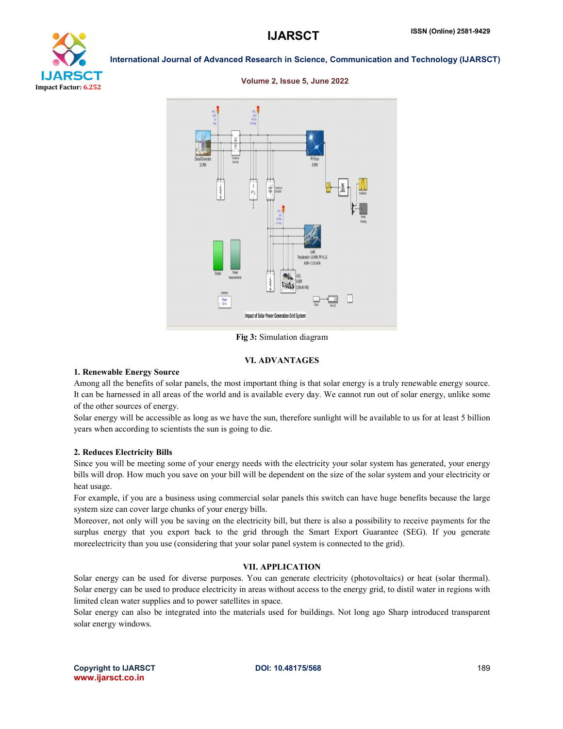Fig 3: Simulation diagram

## VI. ADVANTAGES

### 1. Renewable Energy Source

Among all the benefits of solar panels, the most important thing is that solar energy is a truly renewable energy source. It can be harnessed in all areas of the world and is available every day. We cannot run out of solar energy, unlike some of the other sources of energy.

Solar energy will be accessible as long as we have the sun, therefore sunlight will be available to us for at least 5 billion years when according to scientists the sun is going to die.

### 2. Reduces Electricity Bills

Since you will be meeting some of your energy needs with the electricity your solar system has generated, your energy bills will drop. How much you save on your bill will be dependent on the size of the solar system and your electricity or heat usage.

For example, if you are a business using commercial solar panels this switch can have huge benefits because the large system size can cover large chunks of your energy bills.

Moreover, not only will you be saving on the electricity bill, but there is also a possibility to receive payments for the surplus energy that you export back to the grid through the Smart Export Guarantee (SEG). If you generate moreelectricity than you use (considering that your solar panel system is connected to the grid).

## VII. APPLICATION

Solar energy can be used for diverse purposes. You can generate electricity (photovoltaics) or heat (solar thermal). Solar energy can be used to produce electricity in areas without access to the energy grid, to distil water in regions with limited clean water supplies and to power satellites in space.

Solar energy can also be integrated into the materials used for buildings. Not long ago Sharp introduced transparent solar energy windows.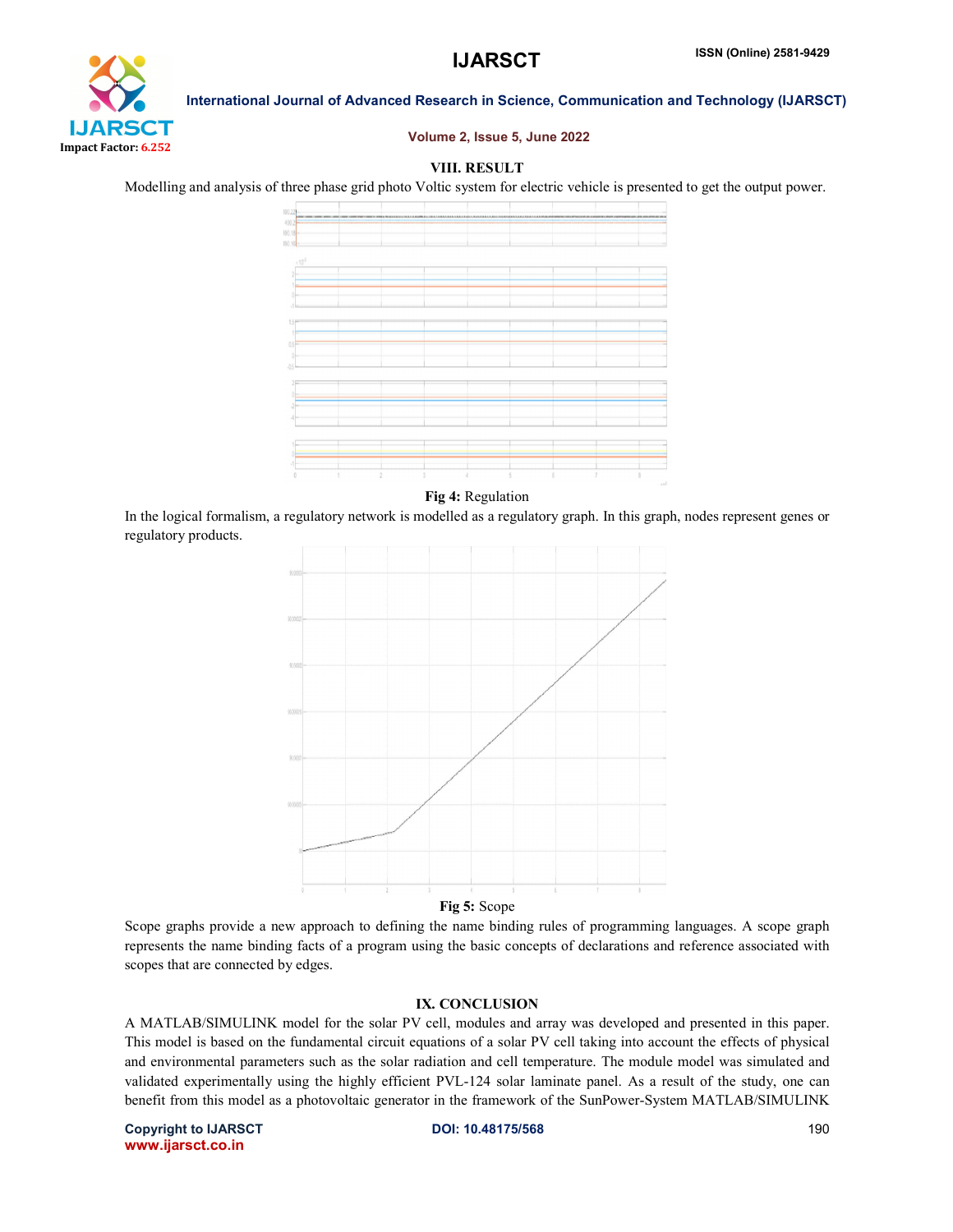## VIII. RESULT

Modelling and analysis of three phase grid photo Voltic system for electric vehicle is presented to get the output power.

**Fig 4:** Regulation

In the logical formalism, a regulatory network is modelled as a regulatory graph. In this graph, nodes represent genes or regulatory products.

**Fig 5:** Scope

Scope graphs provide a new approach to defining the name binding rules of programming languages. A scope graph represents the name binding facts of a program using the basic concepts of declarations and reference associated with scopes that are connected by edges.

## IX. CONCLUSION

A MATLAB/SIMULINK model for the solar PV cell, modules and array was developed and presented in this paper. This model is based on the fundamental circuit equations of a solar PV cell taking into account the effects of physical and environmental parameters such as the solar radiation and cell temperature. The module model was simulated and validated experimentally using the highly efficient PVL-124 solar laminate panel. As a result of the study, one can benefit from this model as a photovoltaic generator in the framework of the SunPower-System MATLAB/SIMULINK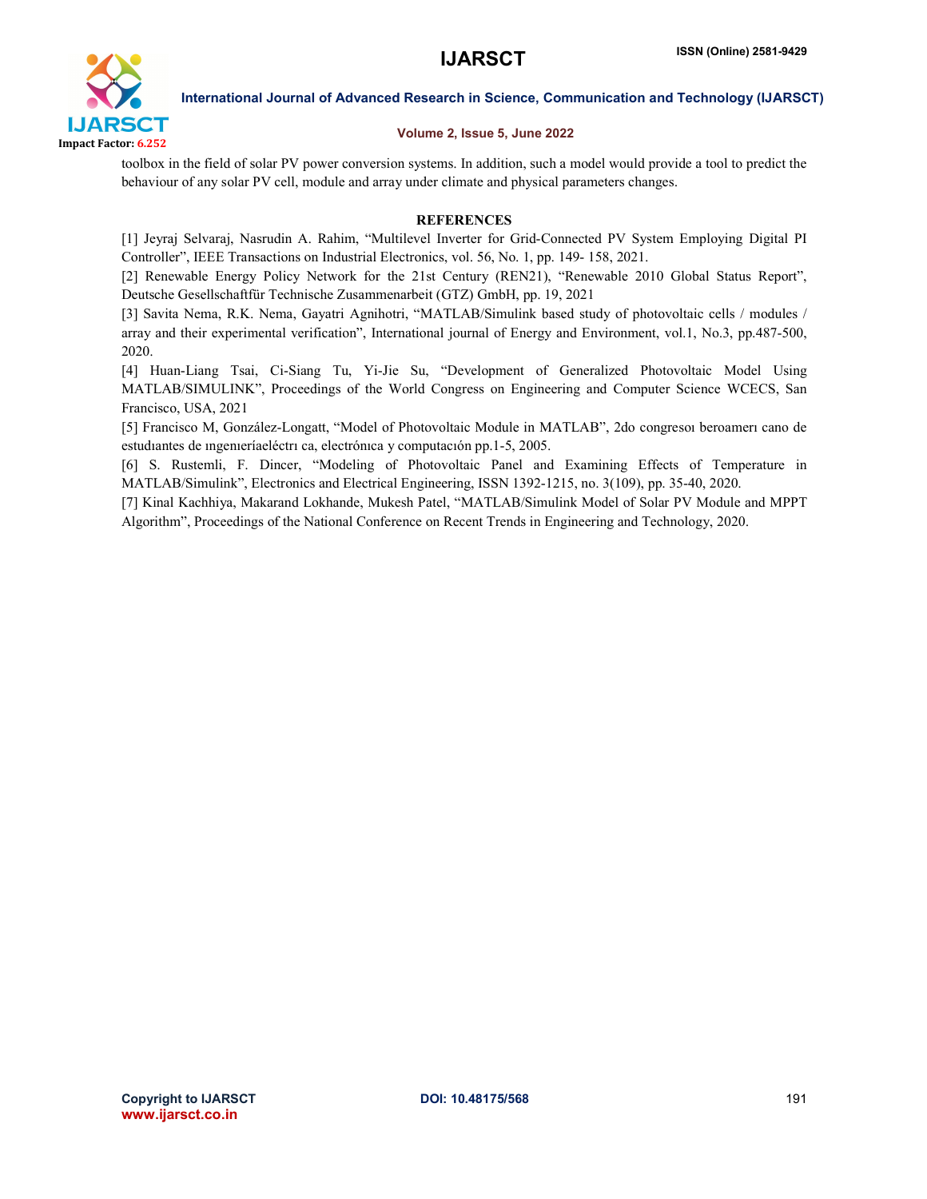toolbox in the field of solar PV power conversion systems. In addition, such a model would provide a tool to predict the behaviour of any solar PV cell, module and array under climate and physical parameters changes.

## REFERENCES

[1] Jeyraj Selvaraj, Nasrudin A. Rahim, "Multilevel Inverter for Grid-Connected PV System Employing Digital PI Controller", IEEE Transactions on Industrial Electronics, vol. 56, No. 1, pp. 149- 158, 2021.

[2] Renewable Energy Policy Network for the 21st Century (REN21), "Renewable 2010 Global Status Report", Deutsche Gesellschaftfür Technische Zusammenarbeit (GTZ) GmbH, pp. 19, 2021

[3] Savita Nema, R.K. Nema, Gayatri Agnihotri, "MATLAB/Simulink based study of photovoltaic cells / modules / array and their experimental verification", International journal of Energy and Environment, vol.1, No.3, pp.487-500, 2020.

[4] Huan-Liang Tsai, Ci-Siang Tu, Yi-Jie Su, "Development of Generalized Photovoltaic Model Using MATLAB/SIMULINK", Proceedings of the World Congress on Engineering and Computer Science WCECS, San Francisco, USA, 2021

[5] Francisco M, González-Longatt, "Model of Photovoltaic Module in MATLAB", 2do congresoı beroamerı cano de estudıantes de ıngenıeríaeléctrı ca, electrónıca y computacıón pp.1-5, 2005.

[6] S. Rustemli, F. Dincer, "Modeling of Photovoltaic Panel and Examining Effects of Temperature in MATLAB/Simulink", Electronics and Electrical Engineering, ISSN 1392-1215, no. 3(109), pp. 35-40, 2020.

[7] Kinal Kachhiya, Makarand Lokhande, Mukesh Patel, "MATLAB/Simulink Model of Solar PV Module and MPPT Algorithm", Proceedings of the National Conference on Recent Trends in Engineering and Technology, 2020.